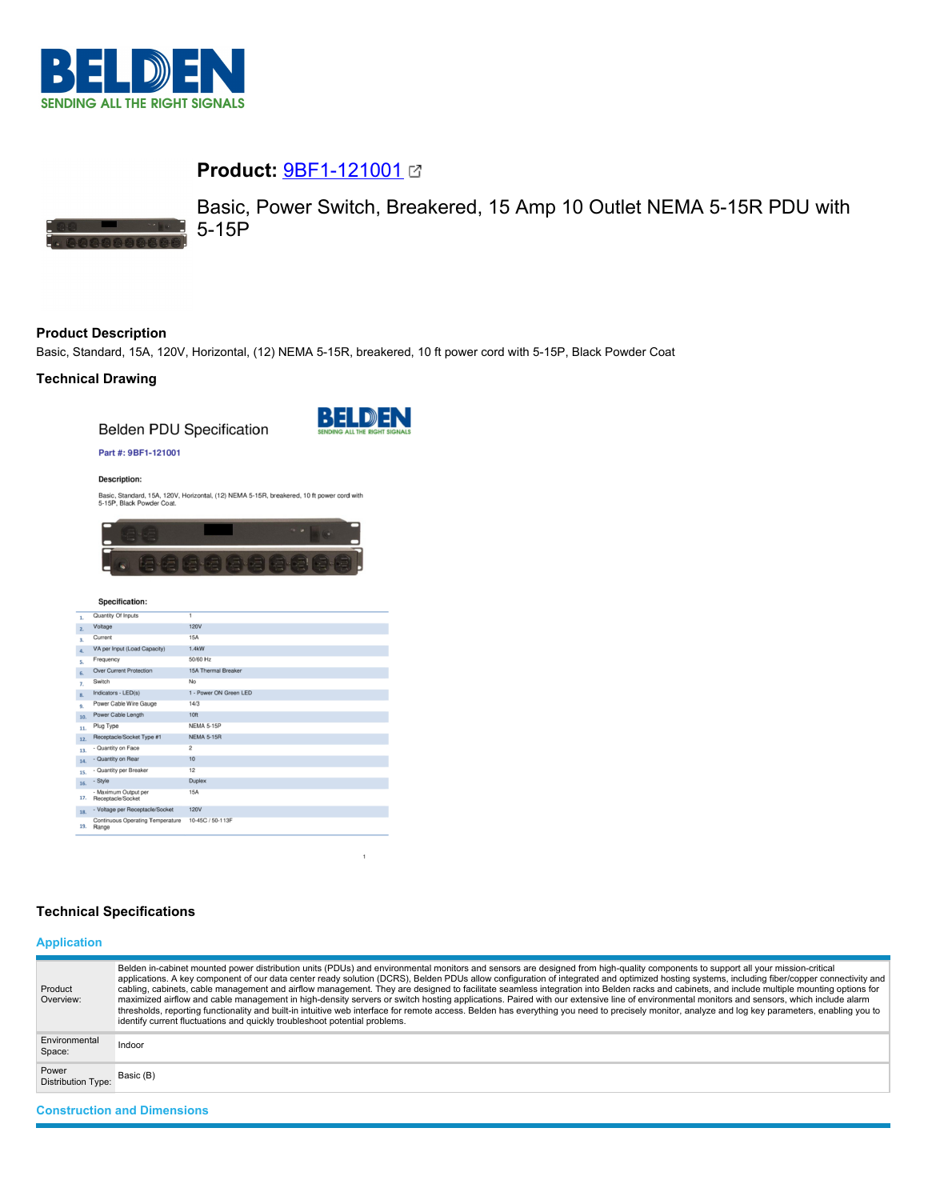**Product:** [9BF1-121001](9BF1-121001)

Basic, Power Switch, Breakered, 15 Amp 10 Outlet NEMA 5-15R PDU with 5-15P

## Product Description

Basic, Standard, 15A, 120V, Horizontal, (12) NEMA 5-15R, breakered, 10 ft power cord with 5-15P, Black Powder Coat

## Technical Drawing

Belden PDU Specification

Part #: 9BF1-121001

**Description:**

Basic, Standard, 15A, 120V, Horizontal, (12) NEMA 5-15R, breakered, 10 ft power cord with 5-15P, Black Powder Coat.

**Specification:**

| # | Specification | Value |
|---|---|---|
| 1. | Quantity Of Inputs | 1 |
| 2. | Voltage | 120V |
| 3. | Current | 15A |
| 4. | VA per Input (Load Capacity) | 1.4kW |
| 5. | Frequency | 50/60 Hz |
| 6. | Over Current Protection | 15A Thermal Breaker |
| 7. | Switch | No |
| 8. | Indicators - LED(s) | 1 - Power ON Green LED |
| 9. | Power Cable Wire Gauge | 14/3 |
| 10. | Power Cable Length | 10ft |
| 11. | Plug Type | NEMA 5-15P |
| 12. | Receptacle/Socket Type #1 | NEMA 5-15R |
| 13. | - Quantity on Face | 2 |
| 14. | - Quantity on Rear | 10 |
| 15. | - Quantity per Breaker | 12 |
| 16. | - Style | Duplex |
| 17. | - Maximum Output per Receptacle/Socket | 15A |
| 18. | - Voltage per Receptacle/Socket | 120V |
| 19. | Continuous Operating Temperature Range | 10-45C / 50-113F |

## Technical Specifications

### Application

| | |
|---|---|
| Product Overview: | Belden in-cabinet mounted power distribution units (PDUs) and environmental monitors and sensors are designed from high-quality components to support all your mission-critical applications. A key component of our data center ready solution (DCRS), Belden PDUs allow configuration of integrated and optimized hosting systems, including fiber/copper connectivity and cabling, cabinets, cable management and airflow management. They are designed to facilitate seamless integration into Belden racks and cabinets, and include multiple mounting options for maximized airflow and cable management in high-density servers or switch hosting applications. Paired with our extensive line of environmental monitors and sensors, which include alarm thresholds, reporting functionality and built-in intuitive web interface for remote access. Belden has everything you need to precisely monitor, analyze and log key parameters, enabling you to identify current fluctuations and quickly troubleshoot potential problems. |
| Environmental Space: | Indoor |
| Power Distribution Type: | Basic (B) |

### Construction and Dimensions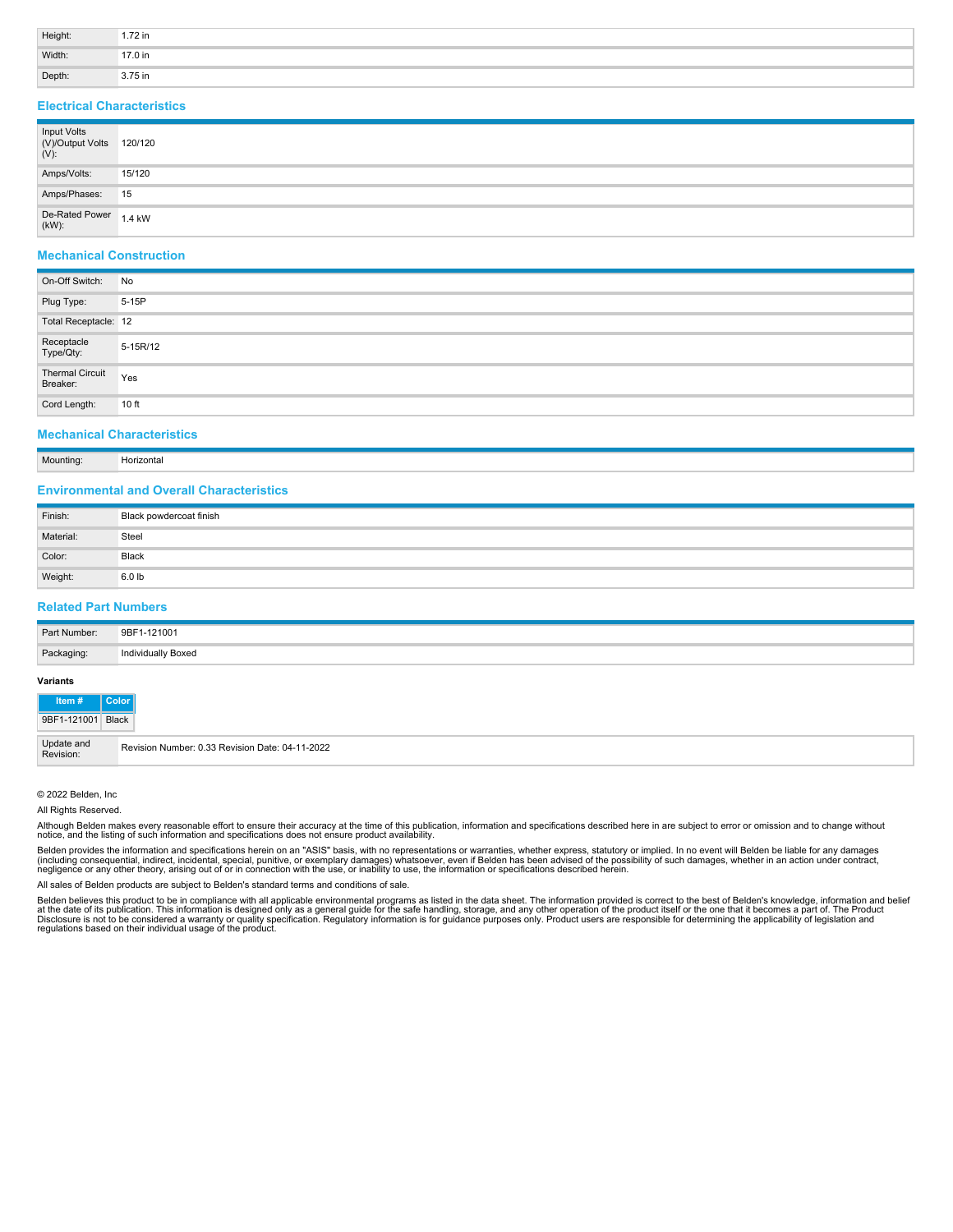| | |
|---|---|
| Height: | 1.72 in |
| Width: | 17.0 in |
| Depth: | 3.75 in |

## Electrical Characteristics

| | |
|---|---|
| Input Volts (V)/Output Volts (V): | 120/120 |
| Amps/Volts: | 15/120 |
| Amps/Phases: | 15 |
| De-Rated Power (kW): | 1.4 kW |

## Mechanical Construction

| | |
|---|---|
| On-Off Switch: | No |
| Plug Type: | 5-15P |
| Total Receptacle: | 12 |
| Receptacle Type/Qty: | 5-15R/12 |
| Thermal Circuit Breaker: | Yes |
| Cord Length: | 10 ft |

## Mechanical Characteristics

| | |
|---|---|
| Mounting: | Horizontal |

## Environmental and Overall Characteristics

| | |
|---|---|
| Finish: | Black powdercoat finish |
| Material: | Steel |
| Color: | Black |
| Weight: | 6.0 lb |

## Related Part Numbers

| | |
|---|---|
| Part Number: | 9BF1-121001 |
| Packaging: | Individually Boxed |

**Variants**

| Item # | Color |
|---|---|
| 9BF1-121001 | Black |

| | |
|---|---|
| Update and Revision: | Revision Number: 0.33 Revision Date: 04-11-2022 |

© 2022 Belden, Inc

All Rights Reserved.

Although Belden makes every reasonable effort to ensure their accuracy at the time of this publication, information and specifications described here in are subject to error or omission and to change without notice, and the listing of such information and specifications does not ensure product availability.

Belden provides the information and specifications herein on an "ASIS" basis, with no representations or warranties, whether express, statutory or implied. In no event will Belden be liable for any damages (including consequential, indirect, incidental, special, punitive, or exemplary damages) whatsoever, even if Belden has been advised of the possibility of such damages, whether in an action under contract, negligence or any other theory, arising out of or in connection with the use, or inability to use, the information or specifications described herein.

All sales of Belden products are subject to Belden's standard terms and conditions of sale.

Belden believes this product to be in compliance with all applicable environmental programs as listed in the data sheet. The information provided is correct to the best of Belden's knowledge, information and belief at the date of its publication. This information is designed only as a general guide for the safe handling, storage, and any other operation of the product itself or the one that it becomes a part of. The Product Disclosure is not to be considered a warranty or quality specification. Regulatory information is for guidance purposes only. Product users are responsible for determining the applicability of legislation and regulations based on their individual usage of the product.